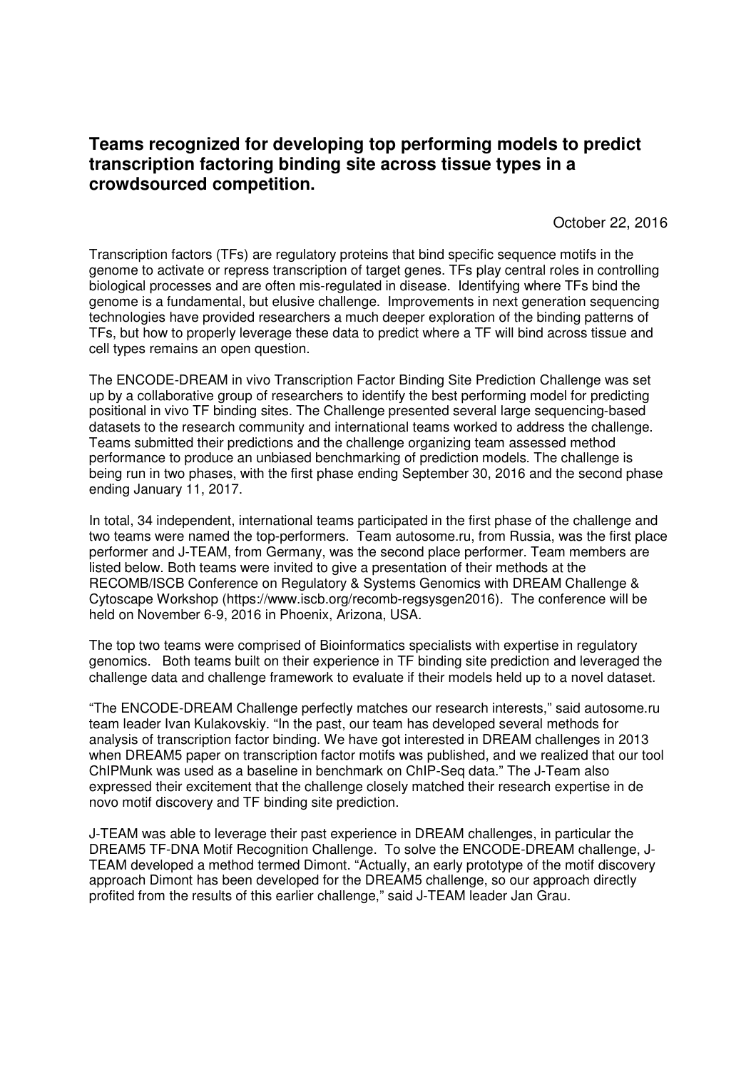# Teams recognized for developing top performing models to predict transcription factoring binding site across tissue types in a crowdsourced competition.

October 22, 2016

Transcription factors (TFs) are regulatory proteins that bind specific sequence motifs in the genome to activate or repress transcription of target genes. TFs play central roles in controlling biological processes and are often mis-regulated in disease. Identifying where TFs bind the genome is a fundamental, but elusive challenge. Improvements in next generation sequencing technologies have provided researchers a much deeper exploration of the binding patterns of TFs, but how to properly leverage these data to predict where a TF will bind across tissue and cell types remains an open question.

The ENCODE-DREAM in vivo Transcription Factor Binding Site Prediction Challenge was set up by a collaborative group of researchers to identify the best performing model for predicting positional in vivo TF binding sites. The Challenge presented several large sequencing-based datasets to the research community and international teams worked to address the challenge. Teams submitted their predictions and the challenge organizing team assessed method performance to produce an unbiased benchmarking of prediction models. The challenge is being run in two phases, with the first phase ending September 30, 2016 and the second phase ending January 11, 2017.

In total, 34 independent, international teams participated in the first phase of the challenge and two teams were named the top-performers. Team autosome.ru, from Russia, was the first place performer and J-TEAM, from Germany, was the second place performer. Team members are listed below. Both teams were invited to give a presentation of their methods at the RECOMB/ISCB Conference on Regulatory & Systems Genomics with DREAM Challenge & Cytoscape Workshop (https://www.iscb.org/recomb-regsysgen2016). The conference will be held on November 6-9, 2016 in Phoenix, Arizona, USA.

The top two teams were comprised of Bioinformatics specialists with expertise in regulatory genomics. Both teams built on their experience in TF binding site prediction and leveraged the challenge data and challenge framework to evaluate if their models held up to a novel dataset.

"The ENCODE-DREAM Challenge perfectly matches our research interests," said autosome.ru team leader Ivan Kulakovskiy. "In the past, our team has developed several methods for analysis of transcription factor binding. We have got interested in DREAM challenges in 2013 when DREAM5 paper on transcription factor motifs was published, and we realized that our tool ChIPMunk was used as a baseline in benchmark on ChIP-Seq data." The J-Team also expressed their excitement that the challenge closely matched their research expertise in de novo motif discovery and TF binding site prediction.

J-TEAM was able to leverage their past experience in DREAM challenges, in particular the DREAM5 TF-DNA Motif Recognition Challenge. To solve the ENCODE-DREAM challenge, J-TEAM developed a method termed Dimont. "Actually, an early prototype of the motif discovery approach Dimont has been developed for the DREAM5 challenge, so our approach directly profited from the results of this earlier challenge," said J-TEAM leader Jan Grau.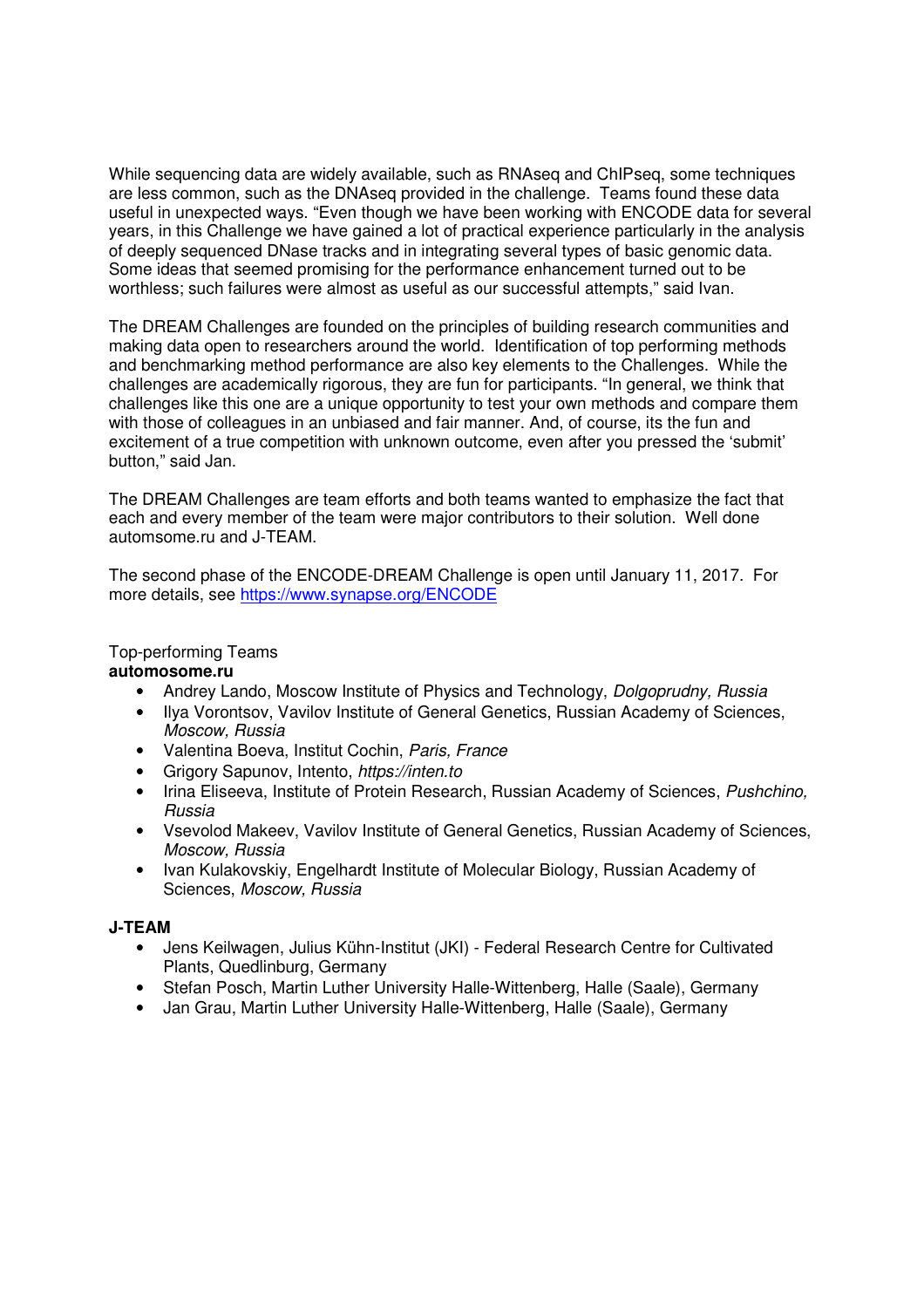While sequencing data are widely available, such as RNAseq and ChIPseq, some techniques are less common, such as the DNAseq provided in the challenge. Teams found these data useful in unexpected ways. "Even though we have been working with ENCODE data for several years, in this Challenge we have gained a lot of practical experience particularly in the analysis of deeply sequenced DNase tracks and in integrating several types of basic genomic data. Some ideas that seemed promising for the performance enhancement turned out to be worthless; such failures were almost as useful as our successful attempts," said Ivan.

The DREAM Challenges are founded on the principles of building research communities and making data open to researchers around the world. Identification of top performing methods and benchmarking method performance are also key elements to the Challenges. While the challenges are academically rigorous, they are fun for participants. "In general, we think that challenges like this one are a unique opportunity to test your own methods and compare them with those of colleagues in an unbiased and fair manner. And, of course, its the fun and excitement of a true competition with unknown outcome, even after you pressed the 'submit' button," said Jan.

The DREAM Challenges are team efforts and both teams wanted to emphasize the fact that each and every member of the team were major contributors to their solution. Well done automsome.ru and J-TEAM.

The second phase of the ENCODE-DREAM Challenge is open until January 11, 2017. For more details, see [https://www.synapse.org/ENCODE](https://www.synapse.org/ENCODE)

Top-performing Teams

**automosome.ru**

- Andrey Lando, Moscow Institute of Physics and Technology, *Dolgoprudny, Russia*
- Ilya Vorontsov, Vavilov Institute of General Genetics, Russian Academy of Sciences, *Moscow, Russia*
- Valentina Boeva, Institut Cochin, *Paris, France*
- Grigory Sapunov, Intento, *https://inten.to*
- Irina Eliseeva, Institute of Protein Research, Russian Academy of Sciences, *Pushchino, Russia*
- Vsevolod Makeev, Vavilov Institute of General Genetics, Russian Academy of Sciences, *Moscow, Russia*
- Ivan Kulakovskiy, Engelhardt Institute of Molecular Biology, Russian Academy of Sciences, *Moscow, Russia*

**J-TEAM**

- Jens Keilwagen, Julius Kühn-Institut (JKI) - Federal Research Centre for Cultivated Plants, Quedlinburg, Germany
- Stefan Posch, Martin Luther University Halle-Wittenberg, Halle (Saale), Germany
- Jan Grau, Martin Luther University Halle-Wittenberg, Halle (Saale), Germany